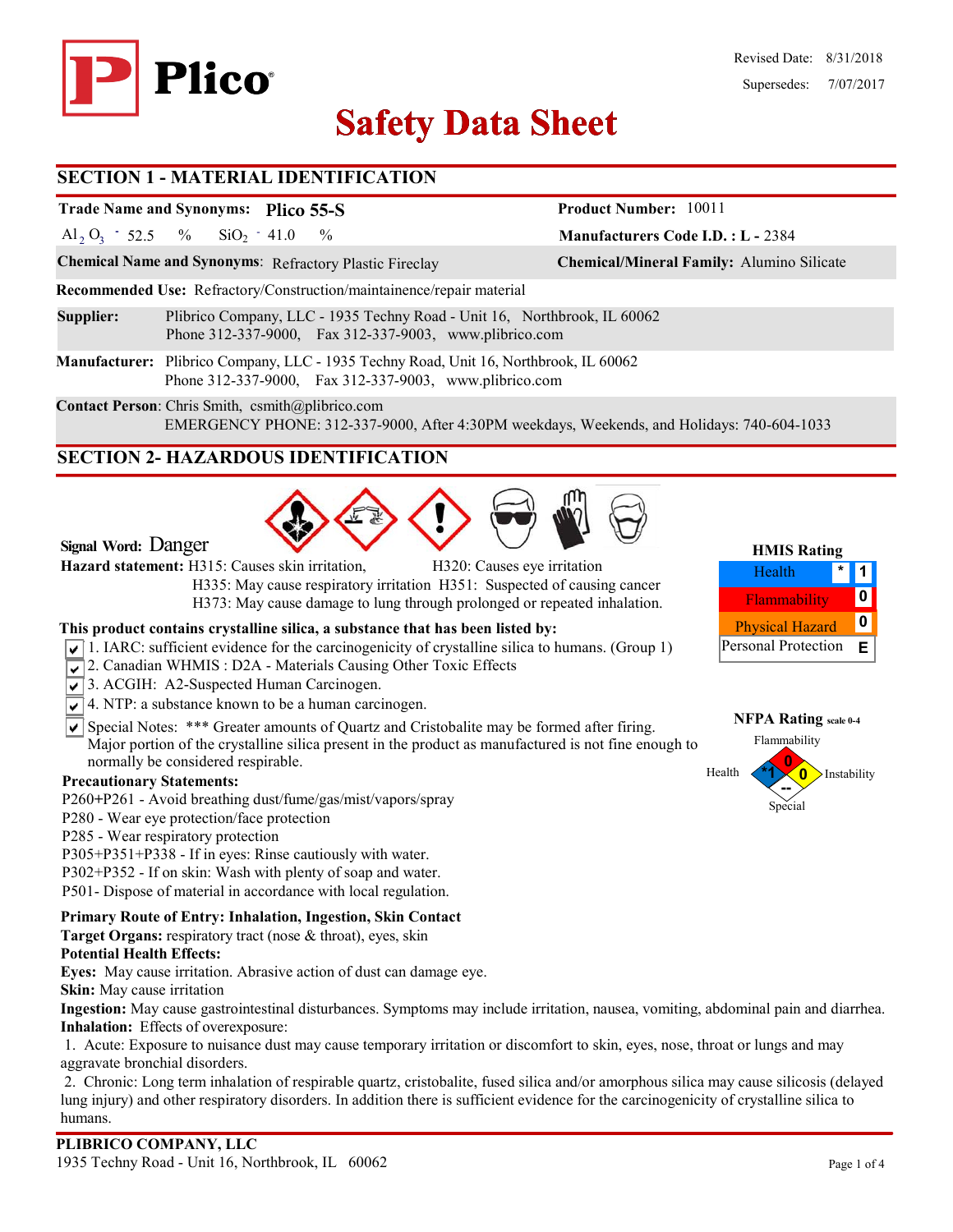# Plico

Revised Date: 8/31/2018

Supersedes: 7/07/2017

# Safety Data Sheet

## SECTION 1 - MATERIAL IDENTIFICATION

**Trade Name and Synonyms:** **Plico 55-S**

**Product Number:** 10011

$Al_2O_3$ - 52.5 % $SiO_2$ - 41.0 %

**Manufacturers Code I.D. :** L - 2384

**Chemical Name and Synonyms**: Refractory Plastic Fireclay

**Chemical/Mineral Family:** Alumino Silicate

**Recommended Use:** Refractory/Construction/maintainence/repair material

**Supplier:** Plibrico Company, LLC - 1935 Techny Road - Unit 16, Northbrook, IL 60062
Phone 312-337-9000, Fax 312-337-9003, www.plibrico.com

**Manufacturer:** Plibrico Company, LLC - 1935 Techny Road, Unit 16, Northbrook, IL 60062
Phone 312-337-9000, Fax 312-337-9003, www.plibrico.com

**Contact Person**: Chris Smith, csmith@plibrico.com
EMERGENCY PHONE: 312-337-9000, After 4:30PM weekdays, Weekends, and Holidays: 740-604-1033

## SECTION 2- HAZARDOUS IDENTIFICATION

**Signal Word:** Danger

**Hazard statement:** H315: Causes skin irritation, H320: Causes eye irritation
H335: May cause respiratory irritation H351: Suspected of causing cancer
H373: May cause damage to lung through prolonged or repeated inhalation.

**HMIS Rating**

| Health | * | 1 |
|---|---|---|
| Flammability | | 0 |
| Physical Hazard | | 0 |
| Personal Protection | | E |

**NFPA Rating** scale 0-4

Flammability: 0
Health: *1
Instability: 0
Special: --

**This product contains crystalline silica, a substance that has been listed by:**

- [x] 1. IARC: sufficient evidence for the carcinogenicity of crystalline silica to humans. (Group 1)
- [x] 2. Canadian WHMIS : D2A - Materials Causing Other Toxic Effects
- [x] 3. ACGIH: A2-Suspected Human Carcinogen.
- [x] 4. NTP: a substance known to be a human carcinogen.
- [x] Special Notes: *** Greater amounts of Quartz and Cristobalite may be formed after firing. Major portion of the crystalline silica present in the product as manufactured is not fine enough to normally be considered respirable.

**Precautionary Statements:**

P260+P261 - Avoid breathing dust/fume/gas/mist/vapors/spray
P280 - Wear eye protection/face protection
P285 - Wear respiratory protection
P305+P351+P338 - If in eyes: Rinse cautiously with water.
P302+P352 - If on skin: Wash with plenty of soap and water.
P501- Dispose of material in accordance with local regulation.

**Primary Route of Entry: Inhalation, Ingestion, Skin Contact**

**Target Organs:** respiratory tract (nose & throat), eyes, skin

**Potential Health Effects:**

**Eyes:** May cause irritation. Abrasive action of dust can damage eye.

**Skin:** May cause irritation

**Ingestion:** May cause gastrointestinal disturbances. Symptoms may include irritation, nausea, vomiting, abdominal pain and diarrhea.

**Inhalation:** Effects of overexposure:

1. Acute: Exposure to nuisance dust may cause temporary irritation or discomfort to skin, eyes, nose, throat or lungs and may aggravate bronchial disorders.

2. Chronic: Long term inhalation of respirable quartz, cristobalite, fused silica and/or amorphous silica may cause silicosis (delayed lung injury) and other respiratory disorders. In addition there is sufficient evidence for the carcinogenicity of crystalline silica to humans.

**PLIBRICO COMPANY, LLC**
1935 Techny Road - Unit 16, Northbrook, IL 60062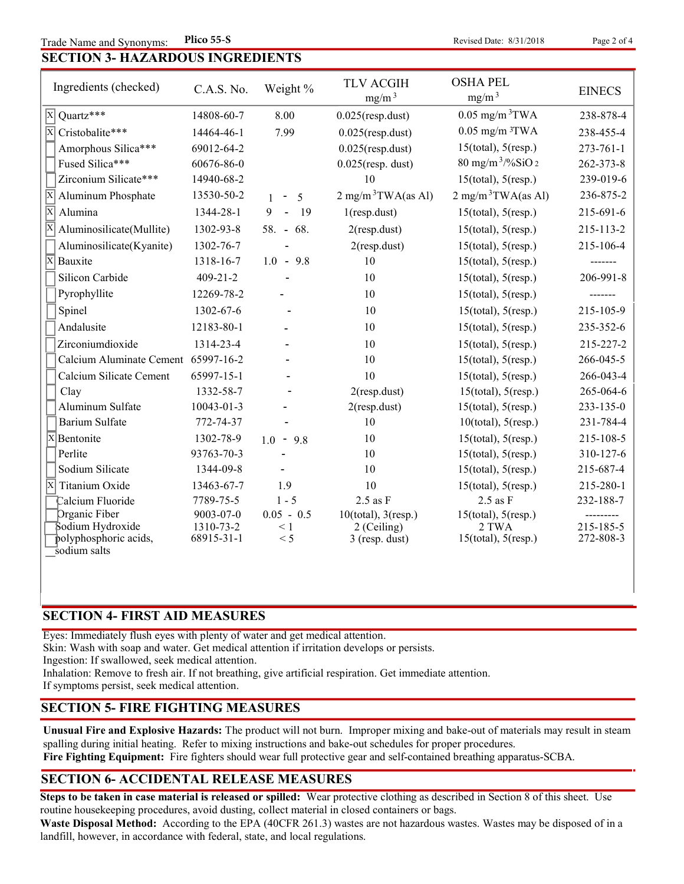Trade Name and Synonyms: **Plico 55-S** Revised Date: 8/31/2018

## SECTION 3- HAZARDOUS INGREDIENTS

| Ingredients (checked) | C.A.S. No. | Weight % | TLV ACGIH $mg/m^3$ | OSHA PEL $mg/m^3$ | EINECS |
|---|---|---|---|---|---|
| [X] Quartz*** | 14808-60-7 | 8.00 | 0.025(resp.dust) | 0.05 $mg/m^3$TWA | 238-878-4 |
| [X] Cristobalite*** | 14464-46-1 | 7.99 | 0.025(resp.dust) | 0.05 $mg/m^3$TWA | 238-455-4 |
| [ ] Amorphous Silica*** | 69012-64-2 | | 0.025(resp.dust) | 15(total), 5(resp.) | 273-761-1 |
| [ ] Fused Silica*** | 60676-86-0 | | 0.025(resp. dust) | 80 $mg/m^3$/%$SiO_2$ | 262-373-8 |
| [ ] Zirconium Silicate*** | 14940-68-2 | | 10 | 15(total), 5(resp.) | 239-019-6 |
| [X] Aluminum Phosphate | 13530-50-2 | 1 - 5 | 2 $mg/m^3$TWA(as Al) | 2 $mg/m^3$TWA(as Al) | 236-875-2 |
| [X] Alumina | 1344-28-1 | 9 - 19 | 1(resp.dust) | 15(total), 5(resp.) | 215-691-6 |
| [X] Aluminosilicate(Mullite) | 1302-93-8 | 58. - 68. | 2(resp.dust) | 15(total), 5(resp.) | 215-113-2 |
| [ ] Aluminosilicate(Kyanite) | 1302-76-7 | - | 2(resp.dust) | 15(total), 5(resp.) | 215-106-4 |
| [X] Bauxite | 1318-16-7 | 1.0 - 9.8 | 10 | 15(total), 5(resp.) | ------- |
| [ ] Silicon Carbide | 409-21-2 | - | 10 | 15(total), 5(resp.) | 206-991-8 |
| [ ] Pyrophyllite | 12269-78-2 | - | 10 | 15(total), 5(resp.) | ------- |
| [ ] Spinel | 1302-67-6 | - | 10 | 15(total), 5(resp.) | 215-105-9 |
| [ ] Andalusite | 12183-80-1 | - | 10 | 15(total), 5(resp.) | 235-352-6 |
| [ ] Zirconiumdioxide | 1314-23-4 | - | 10 | 15(total), 5(resp.) | 215-227-2 |
| [ ] Calcium Aluminate Cement | 65997-16-2 | - | 10 | 15(total), 5(resp.) | 266-045-5 |
| [ ] Calcium Silicate Cement | 65997-15-1 | - | 10 | 15(total), 5(resp.) | 266-043-4 |
| [ ] Clay | 1332-58-7 | - | 2(resp.dust) | 15(total), 5(resp.) | 265-064-6 |
| [ ] Aluminum Sulfate | 10043-01-3 | - | 2(resp.dust) | 15(total), 5(resp.) | 233-135-0 |
| [ ] Barium Sulfate | 772-74-37 | - | 10 | 10(total), 5(resp.) | 231-784-4 |
| [X] Bentonite | 1302-78-9 | 1.0 - 9.8 | 10 | 15(total), 5(resp.) | 215-108-5 |
| [ ] Perlite | 93763-70-3 | - | 10 | 15(total), 5(resp.) | 310-127-6 |
| [ ] Sodium Silicate | 1344-09-8 | - | 10 | 15(total), 5(resp.) | 215-687-4 |
| [X] Titanium Oxide | 13463-67-7 | 1.9 | 10 | 15(total), 5(resp.) | 215-280-1 |
| [ ] Calcium Fluoride | 7789-75-5 | 1 - 5 | 2.5 as F | 2.5 as F | 232-188-7 |
| [ ] Organic Fiber | 9003-07-0 | 0.05 - 0.5 | 10(total), 3(resp.) | 15(total), 5(resp.) | --------- |
| [ ] Sodium Hydroxide | 1310-73-2 | < 1 | 2 (Ceiling) | 2 TWA | 215-185-5 |
| [ ] polyphosphoric acids, sodium salts | 68915-31-1 | < 5 | 3 (resp. dust) | 15(total), 5(resp.) | 272-808-3 |

## SECTION 4- FIRST AID MEASURES

Eyes: Immediately flush eyes with plenty of water and get medical attention.
Skin: Wash with soap and water. Get medical attention if irritation develops or persists.
Ingestion: If swallowed, seek medical attention.
Inhalation: Remove to fresh air. If not breathing, give artificial respiration. Get immediate attention.
If symptoms persist, seek medical attention.

## SECTION 5- FIRE FIGHTING MEASURES

**Unusual Fire and Explosive Hazards:** The product will not burn. Improper mixing and bake-out of materials may result in steam spalling during initial heating. Refer to mixing instructions and bake-out schedules for proper procedures.
**Fire Fighting Equipment:** Fire fighters should wear full protective gear and self-contained breathing apparatus-SCBA.

## SECTION 6- ACCIDENTAL RELEASE MEASURES

**Steps to be taken in case material is released or spilled:** Wear protective clothing as described in Section 8 of this sheet. Use routine housekeeping procedures, avoid dusting, collect material in closed containers or bags.
**Waste Disposal Method:** According to the EPA (40CFR 261.3) wastes are not hazardous wastes. Wastes may be disposed of in a landfill, however, in accordance with federal, state, and local regulations.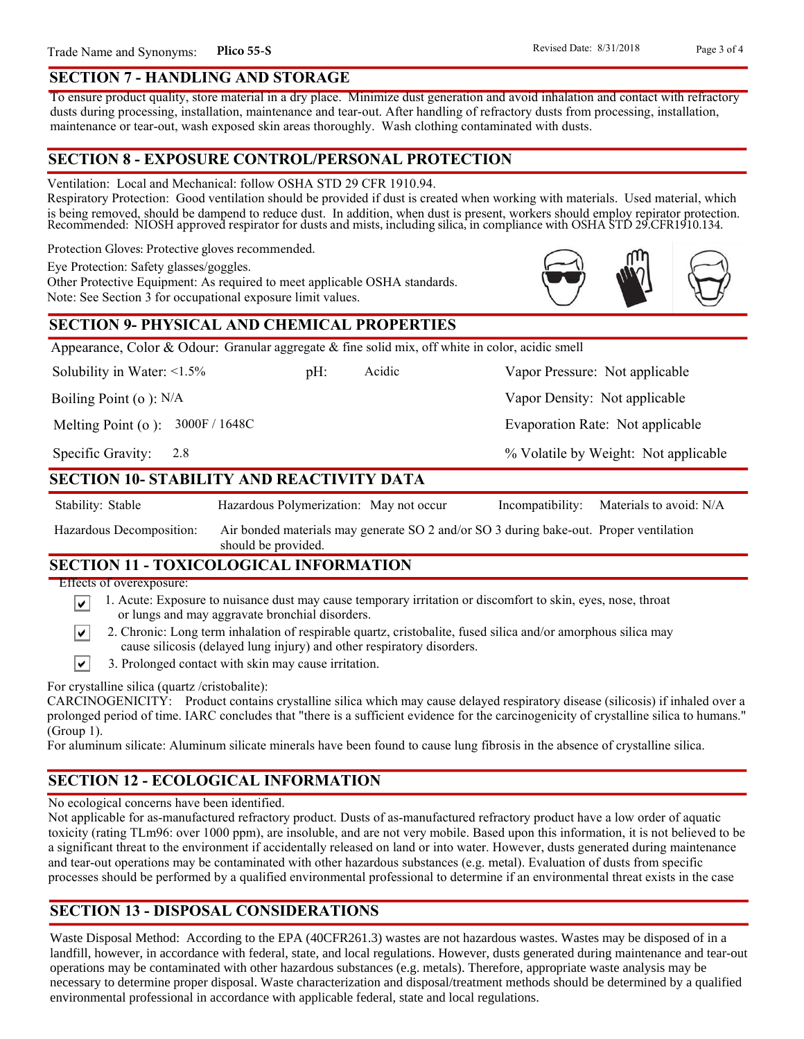## SECTION 7 - HANDLING AND STORAGE

To ensure product quality, store material in a dry place. Minimize dust generation and avoid inhalation and contact with refractory dusts during processing, installation, maintenance and tear-out. After handling of refractory dusts from processing, installation, maintenance or tear-out, wash exposed skin areas thoroughly. Wash clothing contaminated with dusts.

## SECTION 8 - EXPOSURE CONTROL/PERSONAL PROTECTION

Ventilation: Local and Mechanical: follow OSHA STD 29 CFR 1910.94.
Respiratory Protection: Good ventilation should be provided if dust is created when working with materials. Used material, which is being removed, should be dampend to reduce dust. In addition, when dust is present, workers should employ repirator protection. Recommended: NIOSH approved respirator for dusts and mists, including silica, in compliance with OSHA STD 29.CFR1910.134.

Protection Gloves: Protective gloves recommended.

Eye Protection: Safety glasses/goggles.

Other Protective Equipment: As required to meet applicable OSHA standards.

Note: See Section 3 for occupational exposure limit values.

## SECTION 9- PHYSICAL AND CHEMICAL PROPERTIES

Appearance, Color & Odour: Granular aggregate & fine solid mix, off white in color, acidic smell

| | | |
|---|---|---|
| Solubility in Water: <1.5% | pH: Acidic | Vapor Pressure: Not applicable |
| Boiling Point (o ): N/A | | Vapor Density: Not applicable |
| Melting Point (o ): 3000F / 1648C | | Evaporation Rate: Not applicable |
| Specific Gravity: 2.8 | | % Volatile by Weight: Not applicable |

## SECTION 10- STABILITY AND REACTIVITY DATA

Stability: Stable | Hazardous Polymerization: May not occur | Incompatibility: Materials to avoid: N/A

Hazardous Decomposition: Air bonded materials may generate SO 2 and/or SO 3 during bake-out. Proper ventilation should be provided.

## SECTION 11 - TOXICOLOGICAL INFORMATION

Effects of overexposure:

- ☑ 1. Acute: Exposure to nuisance dust may cause temporary irritation or discomfort to skin, eyes, nose, throat or lungs and may aggravate bronchial disorders.
- ☑ 2. Chronic: Long term inhalation of respirable quartz, cristobalite, fused silica and/or amorphous silica may cause silicosis (delayed lung injury) and other respiratory disorders.
- ☑ 3. Prolonged contact with skin may cause irritation.

For crystalline silica (quartz /cristobalite):
CARCINOGENICITY: Product contains crystalline silica which may cause delayed respiratory disease (silicosis) if inhaled over a prolonged period of time. IARC concludes that "there is a sufficient evidence for the carcinogenicity of crystalline silica to humans." (Group 1).
For aluminum silicate: Aluminum silicate minerals have been found to cause lung fibrosis in the absence of crystalline silica.

## SECTION 12 - ECOLOGICAL INFORMATION

No ecological concerns have been identified.
Not applicable for as-manufactured refractory product. Dusts of as-manufactured refractory product have a low order of aquatic toxicity (rating TLm96: over 1000 ppm), are insoluble, and are not very mobile. Based upon this information, it is not believed to be a significant threat to the environment if accidentally released on land or into water. However, dusts generated during maintenance and tear-out operations may be contaminated with other hazardous substances (e.g. metal). Evaluation of dusts from specific processes should be performed by a qualified environmental professional to determine if an environmental threat exists in the case

## SECTION 13 - DISPOSAL CONSIDERATIONS

Waste Disposal Method: According to the EPA (40CFR261.3) wastes are not hazardous wastes. Wastes may be disposed of in a landfill, however, in accordance with federal, state, and local regulations. However, dusts generated during maintenance and tear-out operations may be contaminated with other hazardous substances (e.g. metals). Therefore, appropriate waste analysis may be necessary to determine proper disposal. Waste characterization and disposal/treatment methods should be determined by a qualified environmental professional in accordance with applicable federal, state and local regulations.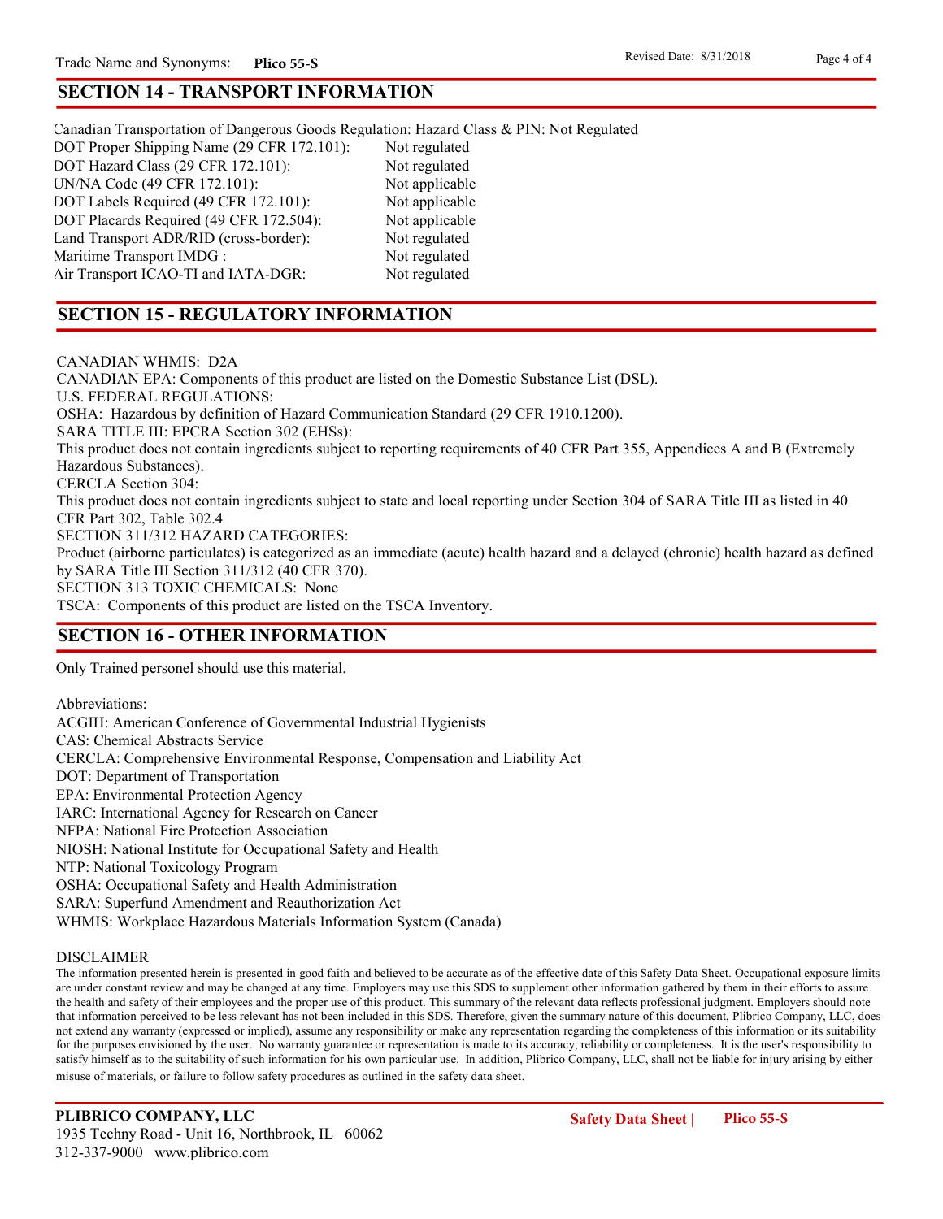## SECTION 14 - TRANSPORT INFORMATION

Canadian Transportation of Dangerous Goods Regulation: Hazard Class & PIN: Not Regulated

| | |
|---|---|
| DOT Proper Shipping Name (29 CFR 172.101): | Not regulated |
| DOT Hazard Class (29 CFR 172.101): | Not regulated |
| UN/NA Code (49 CFR 172.101): | Not applicable |
| DOT Labels Required (49 CFR 172.101): | Not applicable |
| DOT Placards Required (49 CFR 172.504): | Not applicable |
| Land Transport ADR/RID (cross-border): | Not regulated |
| Maritime Transport IMDG : | Not regulated |
| Air Transport ICAO-TI and IATA-DGR: | Not regulated |

## SECTION 15 - REGULATORY INFORMATION

CANADIAN WHMIS: D2A

CANADIAN EPA: Components of this product are listed on the Domestic Substance List (DSL).

U.S. FEDERAL REGULATIONS:

OSHA: Hazardous by definition of Hazard Communication Standard (29 CFR 1910.1200).

SARA TITLE III: EPCRA Section 302 (EHSs):

This product does not contain ingredients subject to reporting requirements of 40 CFR Part 355, Appendices A and B (Extremely Hazardous Substances).

CERCLA Section 304:

This product does not contain ingredients subject to state and local reporting under Section 304 of SARA Title III as listed in 40 CFR Part 302, Table 302.4

SECTION 311/312 HAZARD CATEGORIES:

Product (airborne particulates) is categorized as an immediate (acute) health hazard and a delayed (chronic) health hazard as defined by SARA Title III Section 311/312 (40 CFR 370).

SECTION 313 TOXIC CHEMICALS: None

TSCA: Components of this product are listed on the TSCA Inventory.

## SECTION 16 - OTHER INFORMATION

Only Trained personel should use this material.

Abbreviations:

ACGIH: American Conference of Governmental Industrial Hygienists
CAS: Chemical Abstracts Service
CERCLA: Comprehensive Environmental Response, Compensation and Liability Act
DOT: Department of Transportation
EPA: Environmental Protection Agency
IARC: International Agency for Research on Cancer
NFPA: National Fire Protection Association
NIOSH: National Institute for Occupational Safety and Health
NTP: National Toxicology Program
OSHA: Occupational Safety and Health Administration
SARA: Superfund Amendment and Reauthorization Act
WHMIS: Workplace Hazardous Materials Information System (Canada)

DISCLAIMER

The information presented herein is presented in good faith and believed to be accurate as of the effective date of this Safety Data Sheet. Occupational exposure limits are under constant review and may be changed at any time. Employers may use this SDS to supplement other information gathered by them in their efforts to assure the health and safety of their employees and the proper use of this product. This summary of the relevant data reflects professional judgment. Employers should note that information perceived to be less relevant has not been included in this SDS. Therefore, given the summary nature of this document, Plibrico Company, LLC, does not extend any warranty (expressed or implied), assume any responsibility or make any representation regarding the completeness of this information or its suitability for the purposes envisioned by the user. No warranty guarantee or representation is made to its accuracy, reliability or completeness. It is the user's responsibility to satisfy himself as to the suitability of such information for his own particular use. In addition, Plibrico Company, LLC, shall not be liable for injury arising by either misuse of materials, or failure to follow safety procedures as outlined in the safety data sheet.

**PLIBRICO COMPANY, LLC**
1935 Techny Road - Unit 16, Northbrook, IL 60062
312-337-9000 www.plibrico.com